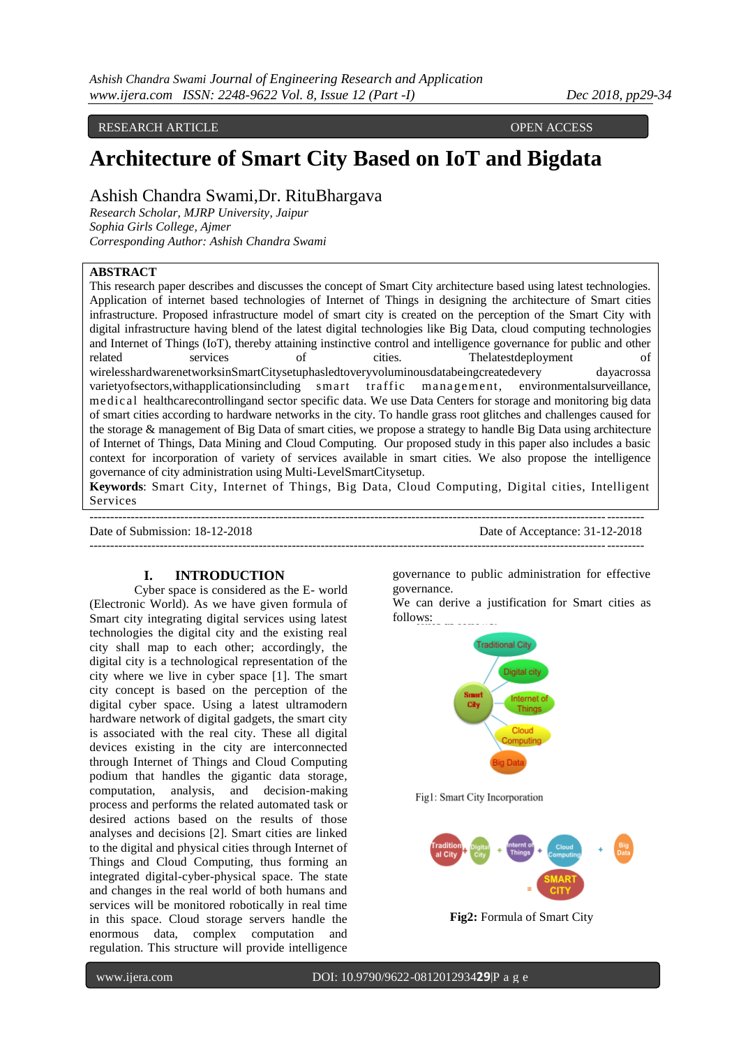RESEARCH ARTICLE OPEN ACCESS

# Architecture of Smart City Based on IoT and Bigdata

Ashish Chandra Swami,Dr. RituBhargava

*Research Scholar, MJRP University, Jaipur*
*Sophia Girls College, Ajmer*
*Corresponding Author: Ashish Chandra Swami*

**ABSTRACT**

This research paper describes and discusses the concept of Smart City architecture based using latest technologies. Application of internet based technologies of Internet of Things in designing the architecture of Smart cities infrastructure. Proposed infrastructure model of smart city is created on the perception of the Smart City with digital infrastructure having blend of the latest digital technologies like Big Data, cloud computing technologies and Internet of Things (IoT), thereby attaining instinctive control and intelligence governance for public and other related services of cities. Thelatestdeployment of wirelesshardwarenetworksinSmartCitysetuphasledtoveryvoluminousdatabeingcreatedevery dayacrossa varietyofsectors,withapplicationsincluding smart traffic management, environmentalsurveillance, medical healthcarecontrollingand sector specific data. We use Data Centers for storage and monitoring big data of smart cities according to hardware networks in the city. To handle grass root glitches and challenges caused for the storage & management of Big Data of smart cities, we propose a strategy to handle Big Data using architecture of Internet of Things, Data Mining and Cloud Computing. Our proposed study in this paper also includes a basic context for incorporation of variety of services available in smart cities. We also propose the intelligence governance of city administration using Multi-LevelSmartCitysetup.

**Keywords**: Smart City, Internet of Things, Big Data, Cloud Computing, Digital cities, Intelligent Services

Date of Submission: 18-12-2018 Date of Acceptance: 31-12-2018

## I. INTRODUCTION

Cyber space is considered as the E- world (Electronic World). As we have given formula of Smart city integrating digital services using latest technologies the digital city and the existing real city shall map to each other; accordingly, the digital city is a technological representation of the city where we live in cyber space [1]. The smart city concept is based on the perception of the digital cyber space. Using a latest ultramodern hardware network of digital gadgets, the smart city is associated with the real city. These all digital devices existing in the city are interconnected through Internet of Things and Cloud Computing podium that handles the gigantic data storage, computation, analysis, and decision-making process and performs the related automated task or desired actions based on the results of those analyses and decisions [2]. Smart cities are linked to the digital and physical cities through Internet of Things and Cloud Computing, thus forming an integrated digital-cyber-physical space. The state and changes in the real world of both humans and services will be monitored robotically in real time in this space. Cloud storage servers handle the enormous data, complex computation and regulation. This structure will provide intelligence governance to public administration for effective governance.

We can derive a justification for Smart cities as follows:

Fig1: Smart City Incorporation

**Fig2:** Formula of Smart City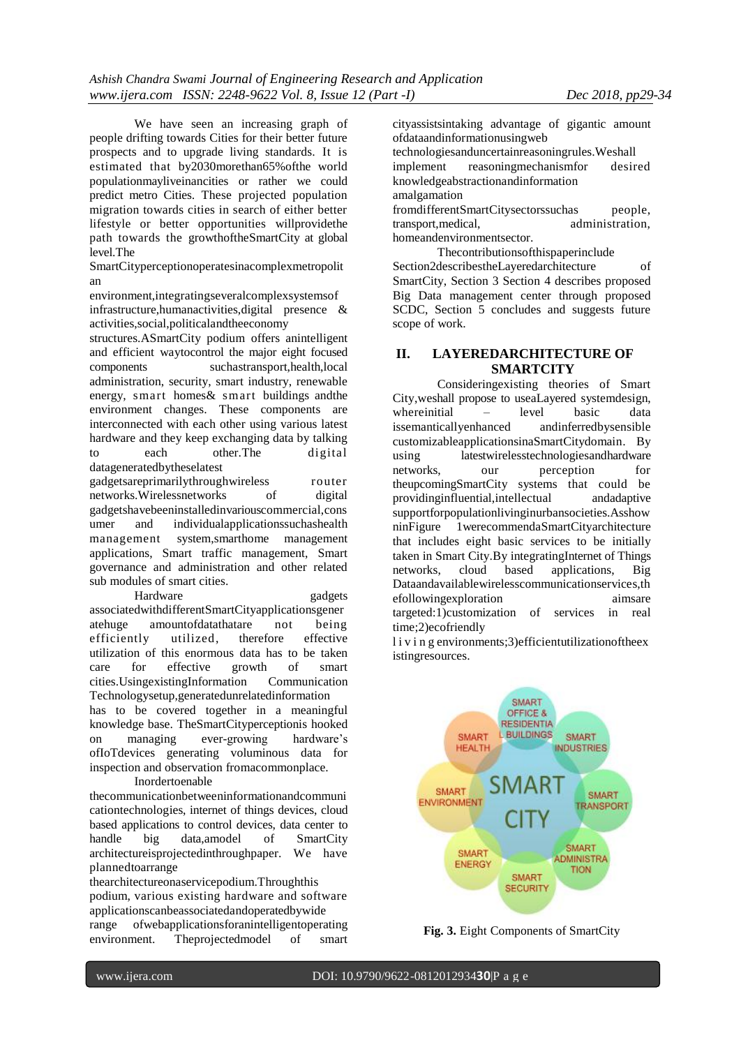We have seen an increasing graph of people drifting towards Cities for their better future prospects and to upgrade living standards. It is estimated that by2030morethan65%ofthe world populationmayliveincities or rather we could predict metro Cities. These projected population migration towards cities in search of either better lifestyle or better opportunities willprovidethe path towards the growthoftheSmartCity at global level.The SmartCityperceptionoperatesinacomplexmetropolitan environment,integratingseveralcomplexsystemsof infrastructure,humanactivities,digital presence & activities,social,politicalandtheeconomy structures.ASmartCity podium offers anintelligent and efficient waytocontrol the major eight focused components suchastransport,health,local administration, security, smart industry, renewable energy, smart homes& smart buildings andthe environment changes. These components are interconnected with each other using various latest hardware and they keep exchanging data by talking to each other.The digital datageneratedbytheselatest gadgetsareprimarilythroughwireless router networks.Wirelessnetworks of digital gadgetshavebeeninstalledinvariouscommercial,consumer and individualapplicationssuchashealth management system,smarthome management applications, Smart traffic management, Smart governance and administration and other related sub modules of smart cities.

Hardware gadgets associatedwithdifferentSmartCityapplicationsgenerate huge amountofdatathatare not being efficiently utilized, therefore effective utilization of this enormous data has to be taken care for effective growth of smart cities.UsingexistingInformation Communication Technologysetup,generatedunrelatedinformation has to be covered together in a meaningful knowledge base. TheSmartCityperceptionis hooked on managing ever-growing hardware's ofIoTdevices generating voluminous data for inspection and observation fromacommonplace.

Inordertoenable thecommunicationbetweeninformationandcommunicationtechnologies, internet of things devices, cloud based applications to control devices, data center to handle big data,amodel of SmartCity architectureisprojectedinthroughpaper. We have plannedtoarrange thearchitectureonaservicepodium.Throughthis podium, various existing hardware and software applicationscanbeassociatedandoperatedbywide range ofwebapplicationsforanintelligentoperating environment. Theprojectedmodel of smart cityassistsintaking advantage of gigantic amount ofdataandinformationusingweb technologiesanduncertainreasoningrules.Weshall implement reasoningmechanismsfor desired knowledgeabstractionandinformation amalgamation fromdifferentSmartCitysectorssuchas people, transport,medical, administration, homeandenvironmentsector.

Thecontributionsofthispaperinclude Section2describestheLayeredarchitecture of SmartCity, Section 3 Section 4 describes proposed Big Data management center through proposed SCDC, Section 5 concludes and suggests future scope of work.

## II. LAYEREDARCHITECTURE OF SMARTCITY

Consideringexisting theories of Smart City,weshall propose to useaLayered systemdesign, whereinitial – level basic data issemanticallyenhanced andinferredbysensible customizableapplicationsinaSmartCitydomain. By using latestwirelesstechnologiesandhardware networks, our perception for theupcomingSmartCity systems that could be providinginfluential,intellectual andadaptive supportforpopulationlivinginurbansocieties.Asshowninfigure 1werecommendaSmartCityarchitecture that includes eight basic services to be initially taken in Smart City.By integratingInternet of Things networks, cloud based applications, Big Dataandavailablewirelesscommunicationservices,thefollowingexploration aimsare targeted:1)customization of services in real time;2)ecofriendly living environments;3)efficientutilizationoftheexistingresources.

**Fig. 3.** Eight Components of SmartCity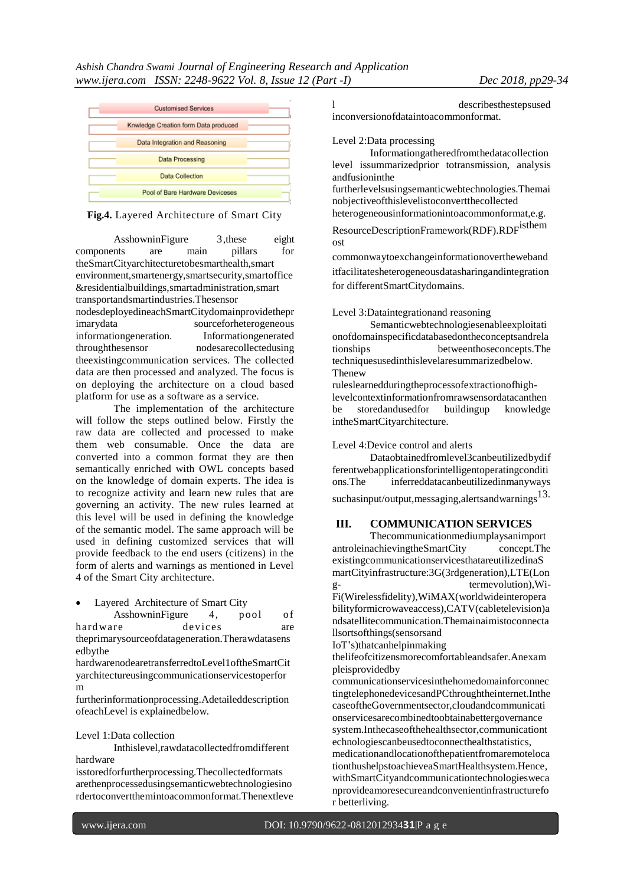| Customised Services |
|---|
| Knwledge Creation form Data produced |
| Data Integration and Reasoning |
| Data Processing |
| Data Collection |
| Pool of Bare Hardware Deviceses |

**Fig.4.** Layered Architecture of Smart City

As shown in Figure 3, these eight components are main pillars for the Smart City architecture to be smart health, smart environment, smart energy, smart security, smart office & residential buildings, smart administration, smart transports and smart industries. The sensor nodes deployed in each Smart City domain provide the primary data source for heterogeneous information generation. Information generated through the sensor nodes are collected using the existing communication services. The collected data are then processed and analyzed. The focus is on deploying the architecture on a cloud based platform for use as a software as a service.

The implementation of the architecture will follow the steps outlined below. Firstly the raw data are collected and processed to make them web consumable. Once the data are converted into a common format they are then semantically enriched with OWL concepts based on the knowledge of domain experts. The idea is to recognize activity and learn new rules that are governing an activity. The new rules learned at this level will be used in defining the knowledge of the semantic model. The same approach will be used in defining customized services that will provide feedback to the end users (citizens) in the form of alerts and warnings as mentioned in Level 4 of the Smart City architecture.

- Layered Architecture of Smart City

As shown in Figure 4, pool of hardware devices are the primary source of data generation. The raw data sensed by the hardware node are transferred to Level 1 of the Smart City architecture using communication services to perform further information processing. A detailed description of each Level is explained below.

Level 1: Data collection

In this level, raw data collected from different hardware is stored for further processing. The collected formats are then processed using semantic web technologies in order to convert them into a common format. The next level describes the steps used in conversion of data into a common format.

Level 2: Data processing

Information gathered from the data collection level is summarized prior to transmission, analysis and fusion in the further levels using semantic web technologies. The main objective of this level is to convert the collected heterogeneous information into a common format, e.g. Resource Description Framework (RDF). RDF is the most common way to exchange information over the web and it facilitates heterogeneous data sharing and integration for different Smart City domains.

Level 3: Data integration and reasoning

Semantic web technologies enable exploitation of domain specific data based on the concepts and relationships between those concepts. The techniques used in this level are summarized below. The new rules learned during the process of extraction of high-level context information from raw sensor data can then be stored and used for building up knowledge in the Smart City architecture.

Level 4: Device control and alerts

Data obtained from level 3 can be utilized by different web applications for intelligent operating conditions. The inferred data can be utilized in many ways such as input/output, messaging, alerts and warnings[13].

## III. COMMUNICATION SERVICES

The communication medium plays an important role in achieving the Smart City concept. The existing communication services that are utilized in a Smart City infrastructure: 3G (3rd generation), LTE (Long-term evolution), Wi-Fi (Wireless fidelity), WiMAX (worldwide interoperability for microwave access), CATV (cable television) and satellite communication. The main aim is to connect all sorts of things (sensors and IoT's) that can help in making the life of citizens more comfortable and safer. An example is provided by communication services in the home domain for connecting telephone devices and PC through the internet. In the case of the Government sector, cloud and communication services are combined to obtain a better governance system. In the case of the health sector, communication technologies can be used to connect health statistics, medication and location of the patient from a remote location thus helps to achieve a Smart Health system. Hence, with Smart City and communication technologies we can provide a more secure and convenient infrastructure for better living.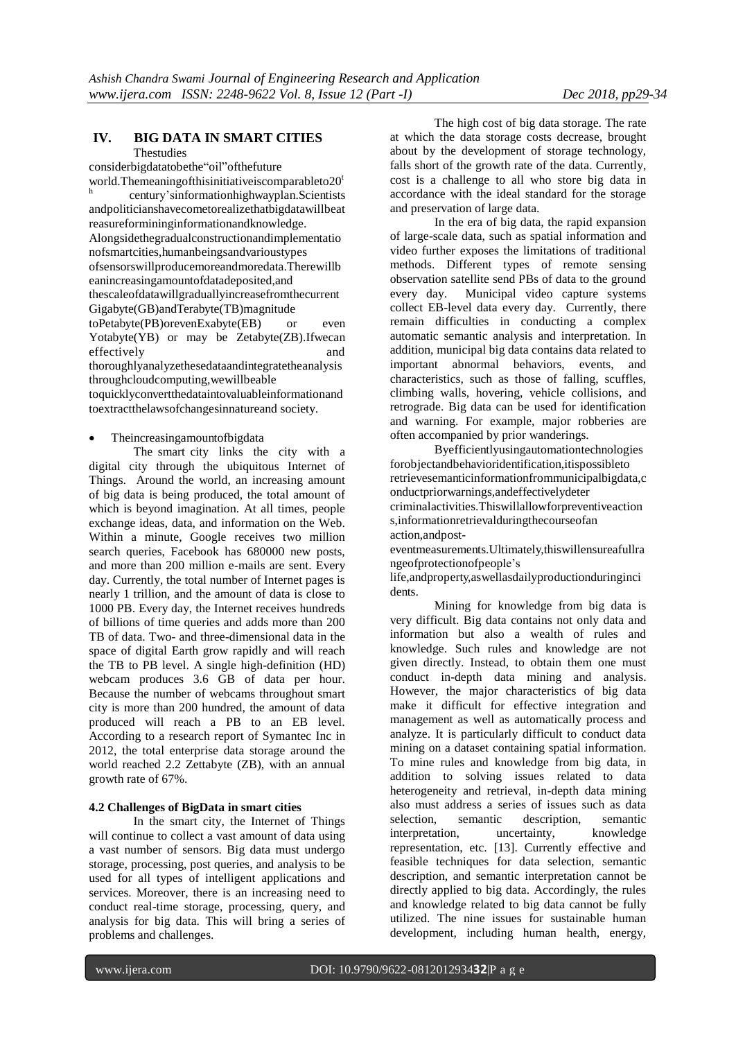## IV. BIG DATA IN SMART CITIES

Thestudies considerbigdatatobethe"oil"ofthefuture world.Themeaningofthisinitiativeiscomparableto20[th] century'sinformationhighwayplan.Scientists andpoliticianshavecometorealizethatbigdatawillbeat reasureformininginformationandknowledge. Alongsidethegradualconstructionandimplementatio nofsmartcities,humanbeingsandvarioustypes ofsensorswillproducemoreandmoredata.Therewillb eanincreasingamountofdatadeposited,and thescaleofdatawillgraduallyincreasefromthecurrent Gigabyte(GB)andTerabyte(TB)magnitude toPetabyte(PB)orevenExabyte(EB) or even Yotabyte(YB) or may be Zetabyte(ZB).Ifwecan effectively and thoroughlyanalyzethesedataandintegratetheanalysis throughcloudcomputing,wewillbeable toquicklyconvertthedataintovaluableinformationand toextractthelawsofchangesinnatureand society.

- Theincreasingamountofbigdata

The smart city links the city with a digital city through the ubiquitous Internet of Things. Around the world, an increasing amount of big data is being produced, the total amount of which is beyond imagination. At all times, people exchange ideas, data, and information on the Web. Within a minute, Google receives two million search queries, Facebook has 680000 new posts, and more than 200 million e-mails are sent. Every day. Currently, the total number of Internet pages is nearly 1 trillion, and the amount of data is close to 1000 PB. Every day, the Internet receives hundreds of billions of time queries and adds more than 200 TB of data. Two- and three-dimensional data in the space of digital Earth grow rapidly and will reach the TB to PB level. A single high-definition (HD) webcam produces 3.6 GB of data per hour. Because the number of webcams throughout smart city is more than 200 hundred, the amount of data produced will reach a PB to an EB level. According to a research report of Symantec Inc in 2012, the total enterprise data storage around the world reached 2.2 Zettabyte (ZB), with an annual growth rate of 67%.

### 4.2 Challenges of BigData in smart cities

In the smart city, the Internet of Things will continue to collect a vast amount of data using a vast number of sensors. Big data must undergo storage, processing, post queries, and analysis to be used for all types of intelligent applications and services. Moreover, there is an increasing need to conduct real-time storage, processing, query, and analysis for big data. This will bring a series of problems and challenges.

The high cost of big data storage. The rate at which the data storage costs decrease, brought about by the development of storage technology, falls short of the growth rate of the data. Currently, cost is a challenge to all who store big data in accordance with the ideal standard for the storage and preservation of large data.

In the era of big data, the rapid expansion of large-scale data, such as spatial information and video further exposes the limitations of traditional methods. Different types of remote sensing observation satellite send PBs of data to the ground every day. Municipal video capture systems collect EB-level data every day. Currently, there remain difficulties in conducting a complex automatic semantic analysis and interpretation. In addition, municipal big data contains data related to important abnormal behaviors, events, and characteristics, such as those of falling, scuffles, climbing walls, hovering, vehicle collisions, and retrograde. Big data can be used for identification and warning. For example, major robberies are often accompanied by prior wanderings.

Byefficientlyusingautomationtechnologies forobjectandbehavioridentification,itispossibleto retrievesemanticinformationfrommunicipalbigdata,c onductpriorwarnings,andeffectivelydeter criminalactivities.Thiswillallowforpreventiveaction s,informationretrievalduringthecourseofan action,andpost-eventmeasurements.Ultimately,thiswillensureafullra ngeofprotectionofpeople's life,andproperty,aswellasdailyproductionduringinci dents.

Mining for knowledge from big data is very difficult. Big data contains not only data and information but also a wealth of rules and knowledge. Such rules and knowledge are not given directly. Instead, to obtain them one must conduct in-depth data mining and analysis. However, the major characteristics of big data make it difficult for effective integration and management as well as automatically process and analyze. It is particularly difficult to conduct data mining on a dataset containing spatial information. To mine rules and knowledge from big data, in addition to solving issues related to data heterogeneity and retrieval, in-depth data mining also must address a series of issues such as data selection, semantic description, semantic interpretation, uncertainty, knowledge representation, etc. [13]. Currently effective and feasible techniques for data selection, semantic description, and semantic interpretation cannot be directly applied to big data. Accordingly, the rules and knowledge related to big data cannot be fully utilized. The nine issues for sustainable human development, including human health, energy,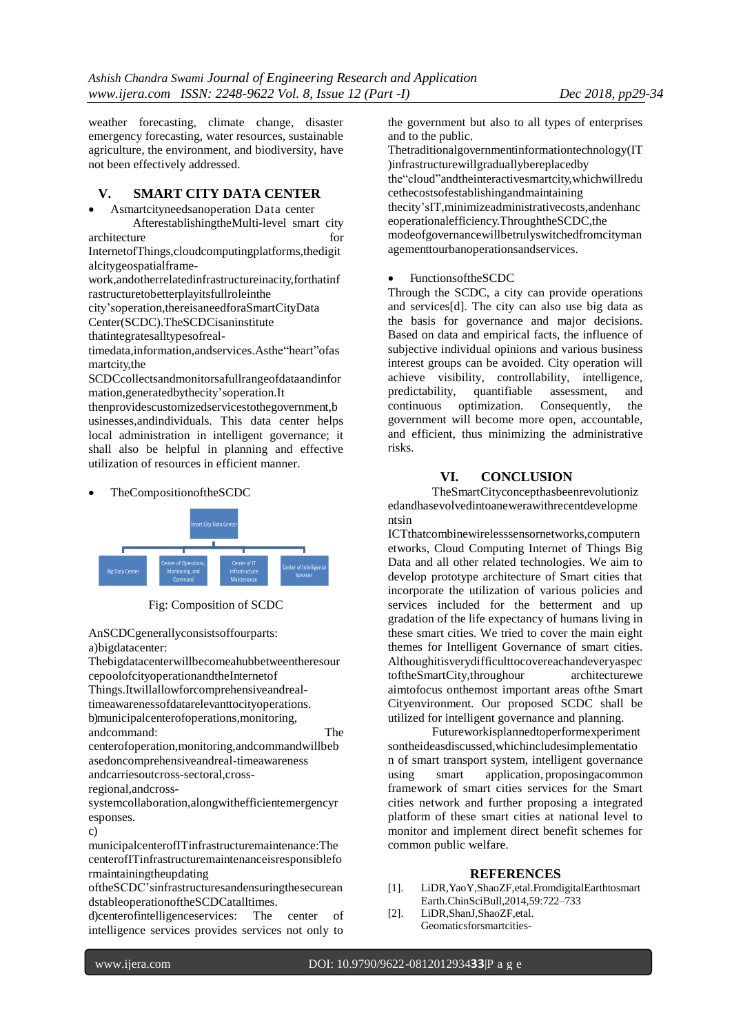weather forecasting, climate change, disaster emergency forecasting, water resources, sustainable agriculture, the environment, and biodiversity, have not been effectively addressed.

## V. SMART CITY DATA CENTER

- AsmartcityneedsanoperationData center

AfterestablishingtheMulti-level smart city architecture for InternetofThings,cloudcomputingplatforms,thedigitalcitygeospatialframe-work,andotherrelatedinfrastructureinacity,forthatinfrastructuretobetterplayitsfullroleinthecity'soperation,thereisaneedforaSmartCityDataCenter(SCDC).TheSCDCisaninstitute thatintegratesalltypesofreal-timedata,information,andservices.Asthe"heart"ofasmartcity,the SCDCcollectsandmonitorsafullrangeofdataandinformation,generatedbythecity'soperation.It thenprovidescustomizedservicestothegovernment,businesses,andindividuals. This data center helps local administration in intelligent governance; it shall also be helpful in planning and effective utilization of resources in efficient manner.

- TheCompositionoftheSCDC

Smart City Data Center
- Big Data Center
- Center of Operations, Monitoring, and Command
- Center of IT Infrastructure Maintenance
- Center of Intelligence Services

Fig: Composition of SCDC

AnSCDCgenerallyconsistsoffourparts:

a)bigdatacenter: Thebigdatacenterwillbecomeahubbetweentheresourcepoolofcityoperationandthe Internetof Things.Itwillallowforcomprehensiveandreal-timeawarenessofdatarelevanttocityoperations.

b)municipalcenterofoperations,monitoring, andcommand: The centerofoperation,monitoring,andcommandwillbebasedoncomprehensiveandreal-timeawareness andcarriesoutcross-sectoral,cross-regional,andcross-systemcollaboration,alongwithefficientemergencyresponses.

c) municipalcenterofITinfrastructuremaintenance:The centerofITinfrastructuremaintenanceisresponsibleformaintainingtheupdating oftheSCDC'sinfrastructuresandensuringthesecureandstableoperationoftheSCDCatalltimes.

d)centerofintelligenceservices: The center of intelligence services provides services not only to the government but also to all types of enterprises and to the public.

ThetraditionalgovernmentinformationtechnologyIT)infrastructurewillgraduallybereplacedby the"cloud"andtheinteractivesmartcity,whichwillreducethecostsofestablishingandmaintaining thecity'sIT,minimizeadministrativecosts,andenhanceoperationalefficiency.ThroughtheSCDC,the modeofgovernancewillbetrulyswitchedfromcitymanagementtourbanoperationsandservices.

- FunctionsoftheSCDC

Through the SCDC, a city can provide operations and services[d]. The city can also use big data as the basis for governance and major decisions. Based on data and empirical facts, the influence of subjective individual opinions and various business interest groups can be avoided. City operation will achieve visibility, controllability, intelligence, predictability, quantifiable assessment, and continuous optimization. Consequently, the government will become more open, accountable, and efficient, thus minimizing the administrative risks.

## VI. CONCLUSION

TheSmartCityconcepthasbeenrevolutionizedandhasevolvedintoanewerawithrecentdevelopmentsin ICTthatcombinewirelesssensornetworks,computernetworks, Cloud Computing Internet of Things Big Data and all other related technologies. We aim to develop prototype architecture of Smart cities that incorporate the utilization of various policies and services included for the betterment and up gradation of the life expectancy of humans living in these smart cities. We tried to cover the main eight themes for Intelligent Governance of smart cities. AlthoughitisverydifficulttocovereachandeveryaspectoftheSmartCity,throughour architecturewe aimtofocus onthemost important areas ofthe Smart Cityenvironment. Our proposed SCDC shall be utilized for intelligent governance and planning.

Futureworkisplannedtoperformexperimentsontheideasdiscussed,whichincludesimplementation of smart transport system, intelligent governance using smart application, proposingacommon framework of smart cities services for the Smart cities network and further proposing a integrated platform of these smart cities at national level to monitor and implement direct benefit schemes for common public welfare.

## REFERENCES

[1]. LiDR,YaoY,ShaoZF,etal.FromdigitalEarthtosmart Earth.ChinSciBull,2014,59:722–733

[2]. LiDR,ShanJ,ShaoZF,etal. Geomaticsforsmartcities-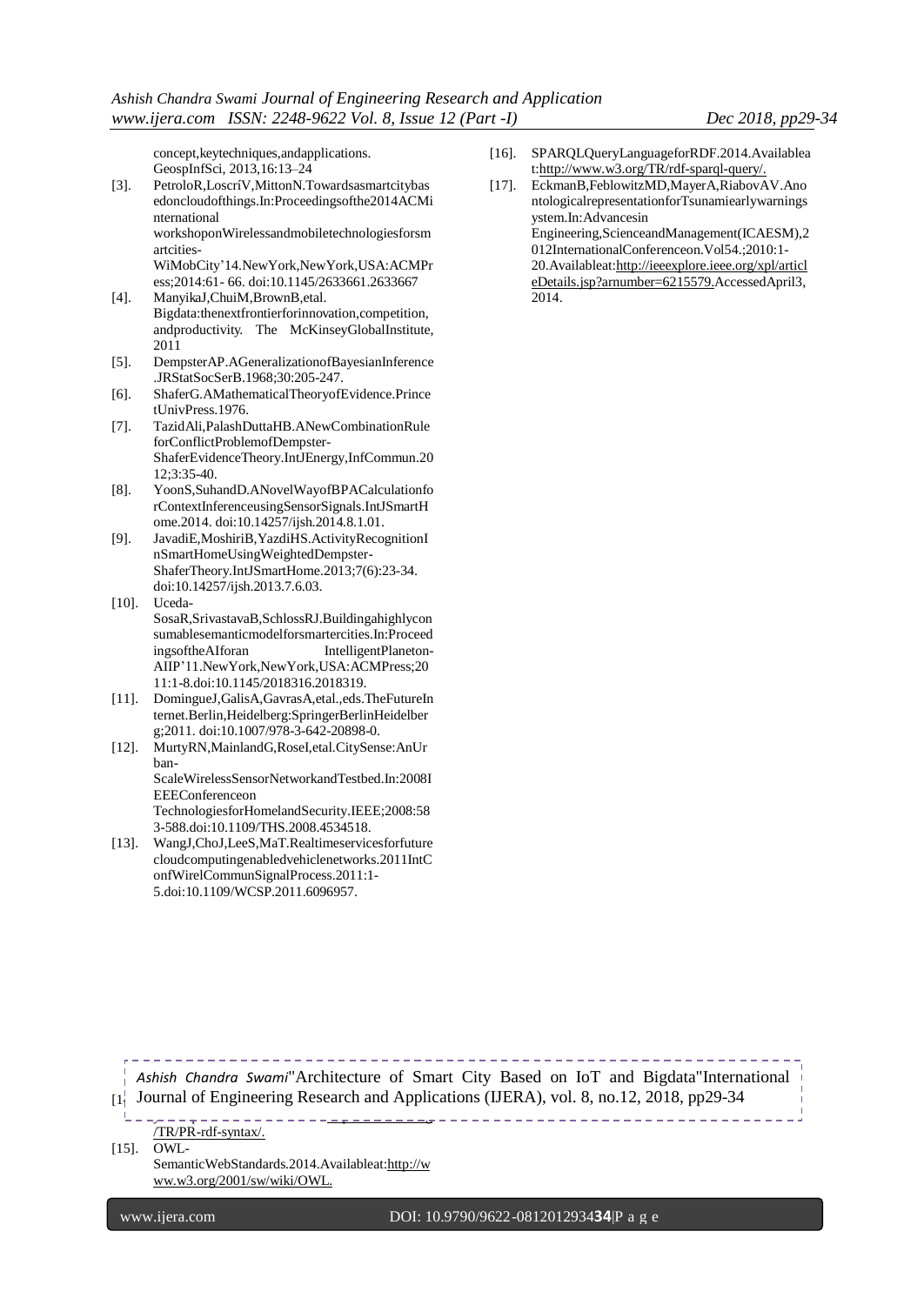concept,keytechniques,andapplications. GeospInfSci, 2013,16:13–24

[3]. PetroloR,LoscríV,MittonN.Towardsasmartcitybasedoncloudofthings.In:Proceedingsofthe2014ACMInternational workshoponWirelessandmobiletechnologiesforsmartcities-WiMobCity'14.NewYork,NewYork,USA:ACMPress;2014:61- 66. doi:10.1145/2633661.2633667

[4]. ManyikaJ,ChuiM,BrownB,etal. Bigdata:thenextfrontierforinnovation,competition, andproductivity. The McKinseyGlobalInstitute, 2011

[5]. DempsterAP.AGeneralizationofBayesianInference.JRStatSocSerB.1968;30:205-247.

[6]. ShaferG.AMathematicalTheoryofEvidence.PrincetUnivPress.1976.

[7]. TazidAli,PalashDuttaHB.ANewCombinationRuleforConflictProblemofDempster-ShaferEvidenceTheory.IntJEnergy,InfCommun.2012;3:35-40.

[8]. YoonS,SuhandD.ANovelWayofBPACalculationforContextInferenceusingSensorSignals.IntJSmartHome.2014. doi:10.14257/ijsh.2014.8.1.01.

[9]. JavadiE,MoshiriB,YazdiHS.ActivityRecognitionInSmartHomeUsingWeightedDempster-ShaferTheory.IntJSmartHome.2013;7(6):23-34. doi:10.14257/ijsh.2013.7.6.03.

[10]. Uceda-SosaR,SrivastavaB,SchlossRJ.Buildingahighlyconsumablesemanticmodelforsmartercities.In:ProceedingsoftheAIforan IntelligentPlaneton-AIIP'11.NewYork,NewYork,USA:ACMPress;2011:1-8.doi:10.1145/2018316.2018319.

[11]. DomingueJ,GalisA,GavrasA,etal.,eds.TheFutureInternet.Berlin,Heidelberg:SpringerBerlinHeidelberg;2011. doi:10.1007/978-3-642-20898-0.

[12]. MurtyRN,MainlandG,RoseI,etal.CitySense:AnUrban-ScaleWirelessSensorNetworkandTestbed.In:2008IEEEConferenceon TechnologiesforHomelandSecurity.IEEE;2008:583-588.doi:10.1109/THS.2008.4534518.

[13]. WangJ,ChoJ,LeeS,MaT.Realtimeservicesforfuturecloudcomputingenabledvehiclenetworks.2011IntConfWirelCommunSignalProcess.2011:1-5.doi:10.1109/WCSP.2011.6096957.

[14]. ... /TR/PR-rdf-syntax/.

[15]. OWL-SemanticWebStandards.2014.Availableat:http://www.w3.org/2001/sw/wiki/OWL.

[16]. SPARQLQueryLanguageforRDF.2014.Availableat:http://www.w3.org/TR/rdf-sparql-query/.

[17]. EckmanB,FeblowitzMD,MayerA,RiabovAV.AnontologicalrepresentationforTsunamiearlywarningsystem.In:Advancesin Engineering,ScienceandManagement(ICAESM),2012InternationalConferenceon.Vol54.;2010:1-20.Availableat:http://ieeexplore.ieee.org/xpl/articleDetails.jsp?arnumber=6215579.AccessedApril3, 2014.

*Ashish Chandra Swami*"Architecture of Smart City Based on IoT and Bigdata"International Journal of Engineering Research and Applications (IJERA), vol. 8, no.12, 2018, pp29-34